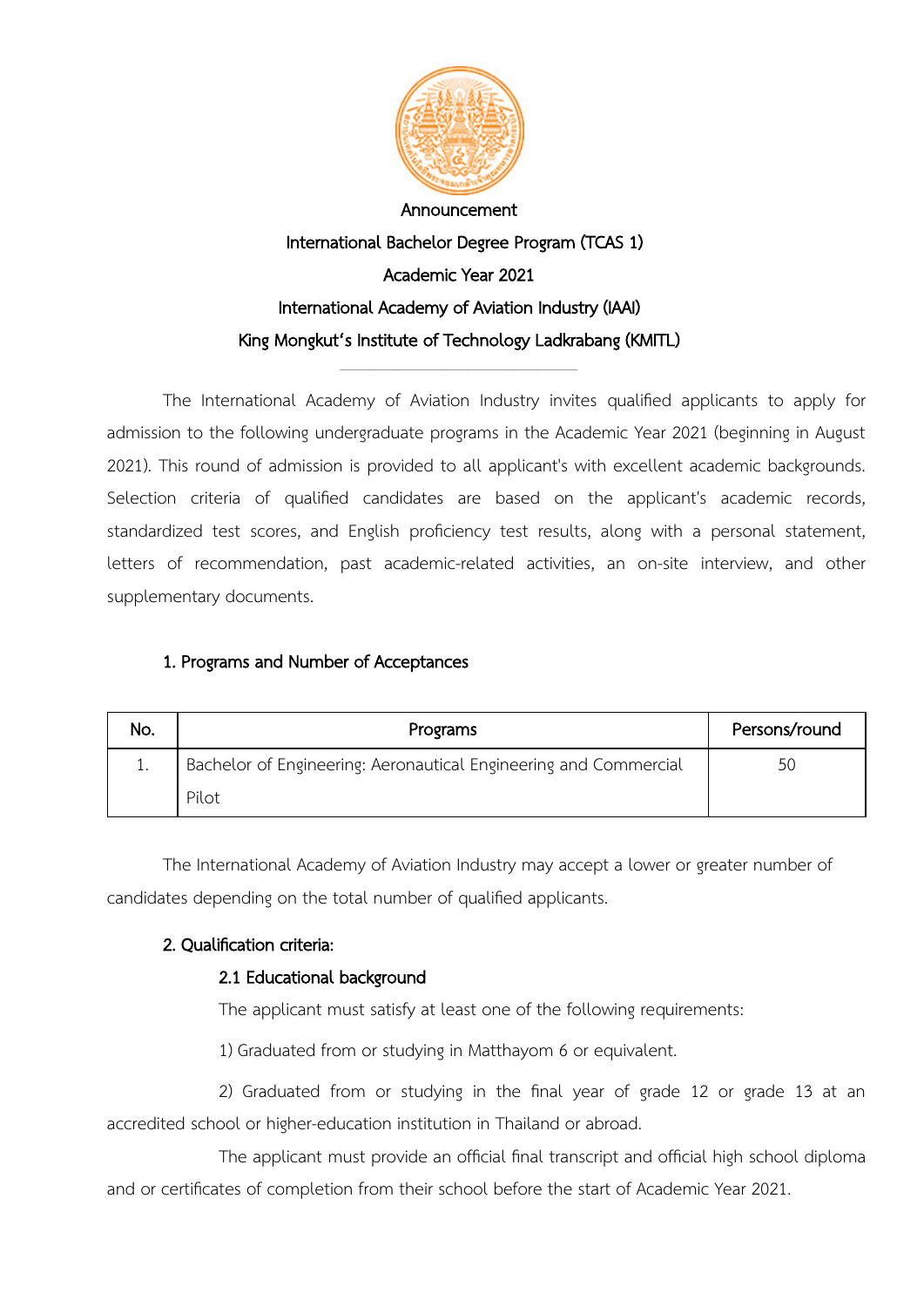**Announcement**

**International Bachelor Degree Program (TCAS 1)**

**Academic Year 2021**

**International Academy of Aviation Industry (IAAI)**

**King Mongkut's Institute of Technology Ladkrabang (KMITL)**

---

The International Academy of Aviation Industry invites qualified applicants to apply for admission to the following undergraduate programs in the Academic Year 2021 (beginning in August 2021). This round of admission is provided to all applicant's with excellent academic backgrounds. Selection criteria of qualified candidates are based on the applicant's academic records, standardized test scores, and English proficiency test results, along with a personal statement, letters of recommendation, past academic-related activities, an on-site interview, and other supplementary documents.

## 1. Programs and Number of Acceptances

| No. | Programs | Persons/round |
|---|---|---|
| 1. | Bachelor of Engineering: Aeronautical Engineering and Commercial Pilot | 50 |

The International Academy of Aviation Industry may accept a lower or greater number of candidates depending on the total number of qualified applicants.

## 2. Qualification criteria:

### 2.1 Educational background

The applicant must satisfy at least one of the following requirements:

1) Graduated from or studying in Matthayom 6 or equivalent.

2) Graduated from or studying in the final year of grade 12 or grade 13 at an accredited school or higher-education institution in Thailand or abroad.

The applicant must provide an official final transcript and official high school diploma and or certificates of completion from their school before the start of Academic Year 2021.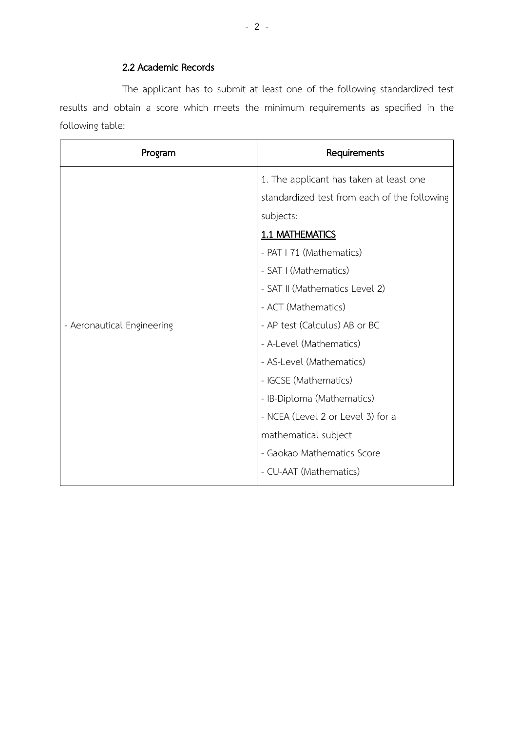### 2.2 Academic Records

The applicant has to submit at least one of the following standardized test results and obtain a score which meets the minimum requirements as specified in the following table:

| Program | Requirements |
|---|---|
| - Aeronautical Engineering | 1. The applicant has taken at least one standardized test from each of the following subjects:<br>**<u>1.1 MATHEMATICS</u>**<br>- PAT I 71 (Mathematics)<br>- SAT I (Mathematics)<br>- SAT II (Mathematics Level 2)<br>- ACT (Mathematics)<br>- AP test (Calculus) AB or BC<br>- A-Level (Mathematics)<br>- AS-Level (Mathematics)<br>- IGCSE (Mathematics)<br>- IB-Diploma (Mathematics)<br>- NCEA (Level 2 or Level 3) for a mathematical subject<br>- Gaokao Mathematics Score<br>- CU-AAT (Mathematics) |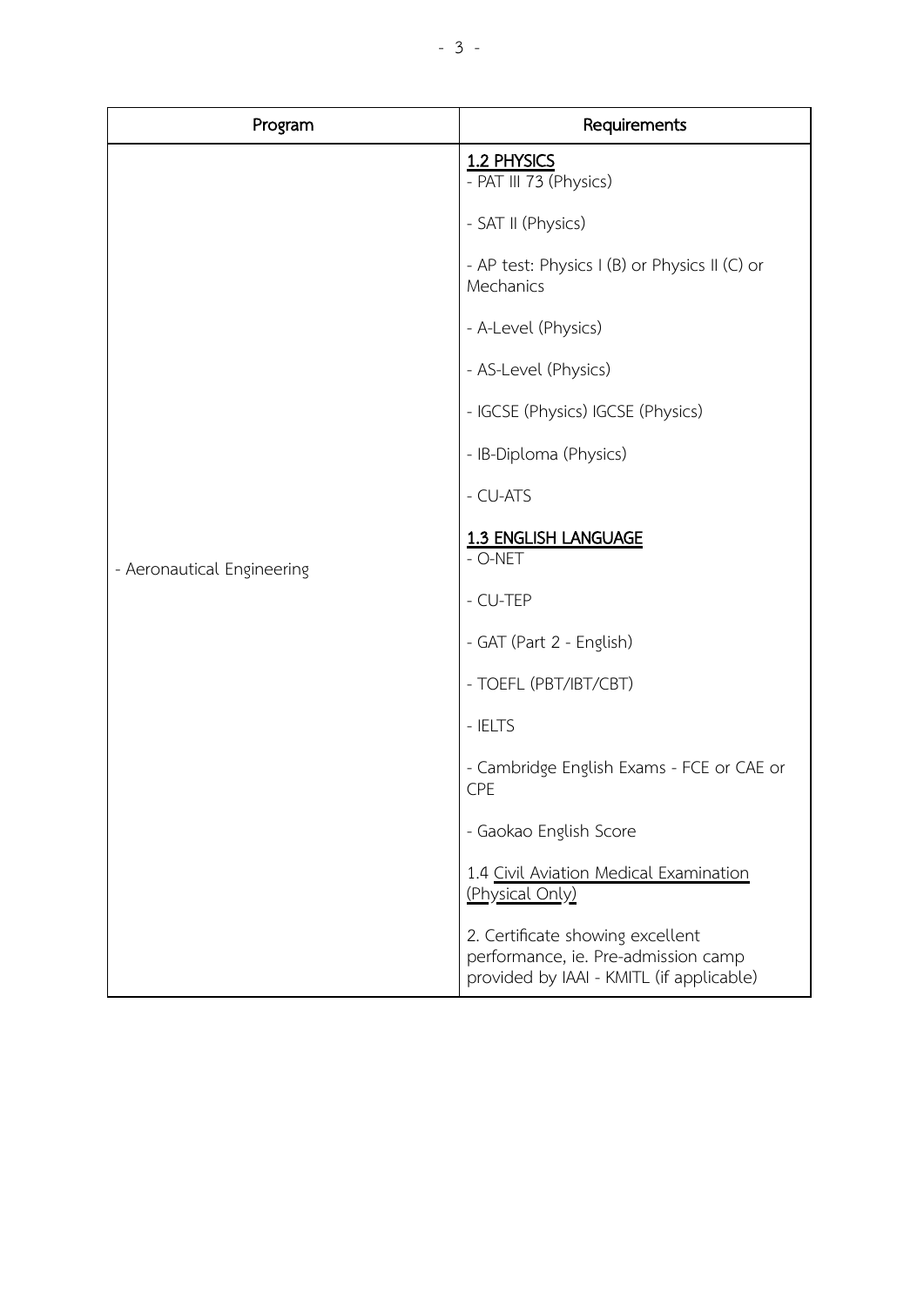| Program | Requirements |
| --- | --- |
| - Aeronautical Engineering | <u>**1.2 PHYSICS**</u><br>- PAT III 73 (Physics)<br><br>- SAT II (Physics)<br><br>- AP test: Physics I (B) or Physics II (C) or Mechanics<br><br>- A-Level (Physics)<br><br>- AS-Level (Physics)<br><br>- IGCSE (Physics) IGCSE (Physics)<br><br>- IB-Diploma (Physics)<br><br>- CU-ATS<br><br><u>**1.3 ENGLISH LANGUAGE**</u><br>- O-NET<br><br>- CU-TEP<br><br>- GAT (Part 2 - English)<br><br>- TOEFL (PBT/IBT/CBT)<br><br>- IELTS<br><br>- Cambridge English Exams - FCE or CAE or CPE<br><br>- Gaokao English Score<br><br>1.4 <u>Civil Aviation Medical Examination (Physical Only)</u><br><br>2. Certificate showing excellent performance, ie. Pre-admission camp provided by IAAI - KMITL (if applicable) |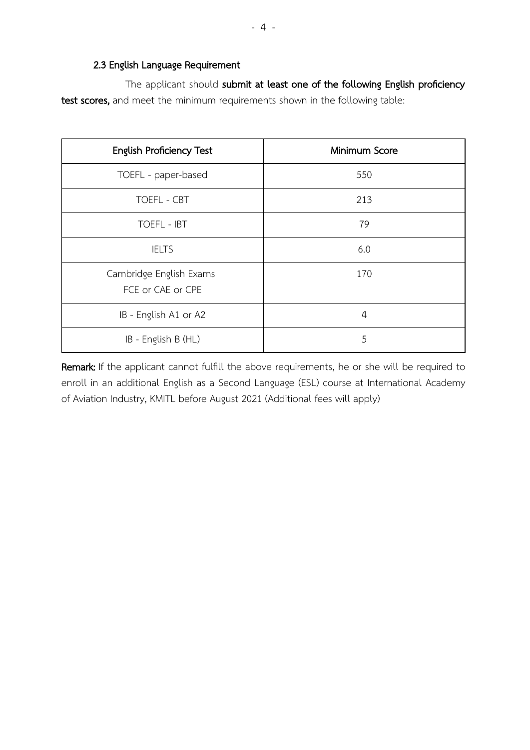### 2.3 English Language Requirement

The applicant should **submit at least one of the following English proficiency test scores,** and meet the minimum requirements shown in the following table:

| English Proficiency Test | Minimum Score |
|---|---|
| TOEFL - paper-based | 550 |
| TOEFL - CBT | 213 |
| TOEFL - IBT | 79 |
| IELTS | 6.0 |
| Cambridge English Exams FCE or CAE or CPE | 170 |
| IB - English A1 or A2 | 4 |
| IB - English B (HL) | 5 |

**Remark:** If the applicant cannot fulfill the above requirements, he or she will be required to enroll in an additional English as a Second Language (ESL) course at International Academy of Aviation Industry, KMITL before August 2021 (Additional fees will apply)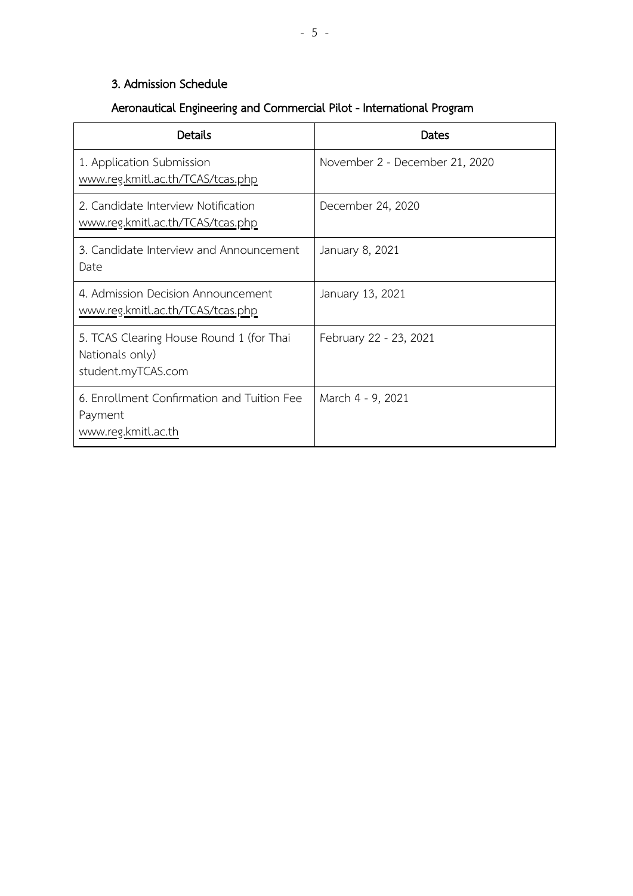## 3. Admission Schedule

### Aeronautical Engineering and Commercial Pilot - International Program

| Details | Dates |
|---|---|
| 1. Application Submission www.reg.kmitl.ac.th/TCAS/tcas.php | November 2 - December 21, 2020 |
| 2. Candidate Interview Notification www.reg.kmitl.ac.th/TCAS/tcas.php | December 24, 2020 |
| 3. Candidate Interview and Announcement Date | January 8, 2021 |
| 4. Admission Decision Announcement www.reg.kmitl.ac.th/TCAS/tcas.php | January 13, 2021 |
| 5. TCAS Clearing House Round 1 (for Thai Nationals only) student.myTCAS.com | February 22 - 23, 2021 |
| 6. Enrollment Confirmation and Tuition Fee Payment www.reg.kmitl.ac.th | March 4 - 9, 2021 |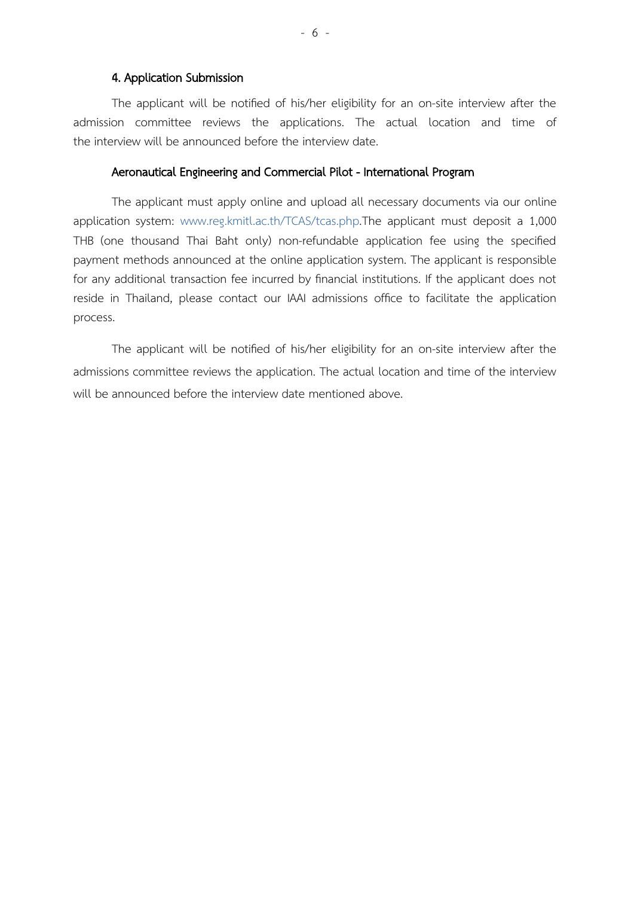### 4. Application Submission

The applicant will be notified of his/her eligibility for an on-site interview after the admission committee reviews the applications. The actual location and time of the interview will be announced before the interview date.

### Aeronautical Engineering and Commercial Pilot - International Program

The applicant must apply online and upload all necessary documents via our online application system: www.reg.kmitl.ac.th/TCAS/tcas.php.The applicant must deposit a 1,000 THB (one thousand Thai Baht only) non-refundable application fee using the specified payment methods announced at the online application system. The applicant is responsible for any additional transaction fee incurred by financial institutions. If the applicant does not reside in Thailand, please contact our IAAI admissions office to facilitate the application process.

The applicant will be notified of his/her eligibility for an on-site interview after the admissions committee reviews the application. The actual location and time of the interview will be announced before the interview date mentioned above.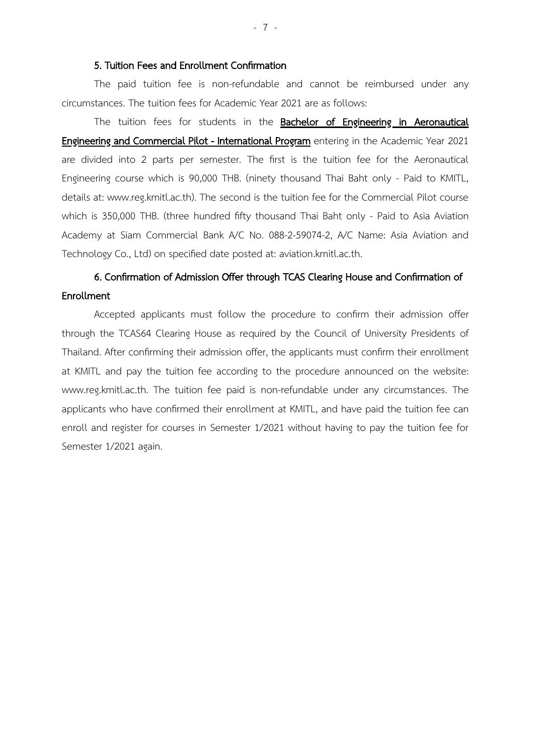### 5. Tuition Fees and Enrollment Confirmation

The paid tuition fee is non-refundable and cannot be reimbursed under any circumstances. The tuition fees for Academic Year 2021 are as follows:

The tuition fees for students in the **Bachelor of Engineering in Aeronautical Engineering and Commercial Pilot - International Program** entering in the Academic Year 2021 are divided into 2 parts per semester. The first is the tuition fee for the Aeronautical Engineering course which is 90,000 THB. (ninety thousand Thai Baht only - Paid to KMITL, details at: www.reg.kmitl.ac.th). The second is the tuition fee for the Commercial Pilot course which is 350,000 THB. (three hundred fifty thousand Thai Baht only - Paid to Asia Aviation Academy at Siam Commercial Bank A/C No. 088-2-59074-2, A/C Name: Asia Aviation and Technology Co., Ltd) on specified date posted at: aviation.kmitl.ac.th.

### 6. Confirmation of Admission Offer through TCAS Clearing House and Confirmation of Enrollment

Accepted applicants must follow the procedure to confirm their admission offer through the TCAS64 Clearing House as required by the Council of University Presidents of Thailand. After confirming their admission offer, the applicants must confirm their enrollment at KMITL and pay the tuition fee according to the procedure announced on the website: www.reg.kmitl.ac.th. The tuition fee paid is non-refundable under any circumstances. The applicants who have confirmed their enrollment at KMITL, and have paid the tuition fee can enroll and register for courses in Semester 1/2021 without having to pay the tuition fee for Semester 1/2021 again.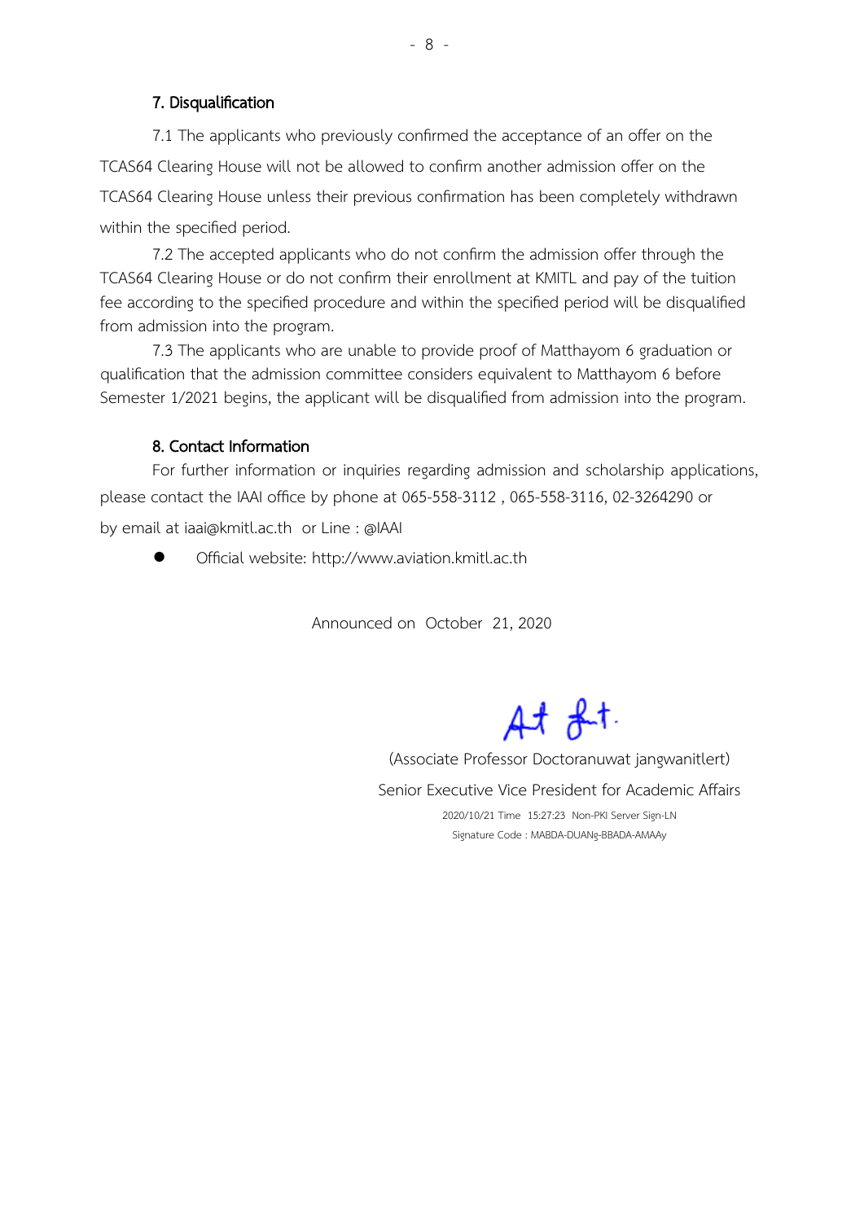## 7. Disqualification

7.1 The applicants who previously confirmed the acceptance of an offer on the TCAS64 Clearing House will not be allowed to confirm another admission offer on the TCAS64 Clearing House unless their previous confirmation has been completely withdrawn within the specified period.

7.2 The accepted applicants who do not confirm the admission offer through the TCAS64 Clearing House or do not confirm their enrollment at KMITL and pay of the tuition fee according to the specified procedure and within the specified period will be disqualified from admission into the program.

7.3 The applicants who are unable to provide proof of Matthayom 6 graduation or qualification that the admission committee considers equivalent to Matthayom 6 before Semester 1/2021 begins, the applicant will be disqualified from admission into the program.

## 8. Contact Information

For further information or inquiries regarding admission and scholarship applications, please contact the IAAI office by phone at 065-558-3112 , 065-558-3116, 02-3264290 or by email at iaai@kmitl.ac.th or Line : @IAAI

- Official website: http://www.aviation.kmitl.ac.th

Announced on October 21, 2020

(Associate Professor Doctoranuwat jangwanitlert)

Senior Executive Vice President for Academic Affairs

2020/10/21 Time 15:27:23 Non-PKI Server Sign-LN

Signature Code : MABDA-DUANg-BBADA-AMAAy